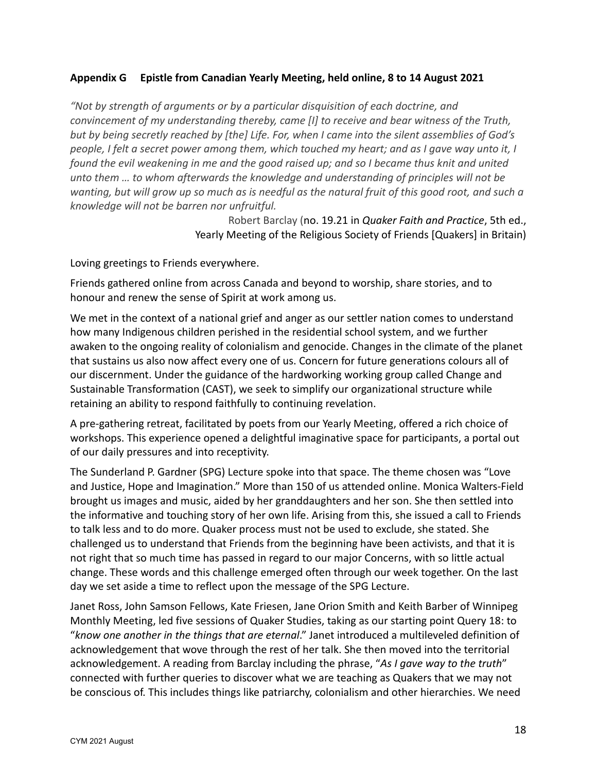## Appendix G Epistle from Canadian Yearly Meeting, held online, 8 to 14 August 2021

*"Not by strength of arguments or by a particular disquisition of each doctrine, and convincement of my understanding thereby, came [I] to receive and bear witness of the Truth, but by being secretly reached by [the] Life. For, when I came into the silent assemblies of God's people, I felt a secret power among them, which touched my heart; and as I gave way unto it, I found the evil weakening in me and the good raised up; and so I became thus knit and united unto them … to whom afterwards the knowledge and understanding of principles will not be wanting, but will grow up so much as is needful as the natural fruit of this good root, and such a knowledge will not be barren nor unfruitful.*

Robert Barclay (no. 19.21 in *Quaker Faith and Practice*, 5th ed., Yearly Meeting of the Religious Society of Friends [Quakers] in Britain)

Loving greetings to Friends everywhere.

Friends gathered online from across Canada and beyond to worship, share stories, and to honour and renew the sense of Spirit at work among us.

We met in the context of a national grief and anger as our settler nation comes to understand how many Indigenous children perished in the residential school system, and we further awaken to the ongoing reality of colonialism and genocide. Changes in the climate of the planet that sustains us also now affect every one of us. Concern for future generations colours all of our discernment. Under the guidance of the hardworking working group called Change and Sustainable Transformation (CAST), we seek to simplify our organizational structure while retaining an ability to respond faithfully to continuing revelation.

A pre-gathering retreat, facilitated by poets from our Yearly Meeting, offered a rich choice of workshops. This experience opened a delightful imaginative space for participants, a portal out of our daily pressures and into receptivity.

The Sunderland P. Gardner (SPG) Lecture spoke into that space. The theme chosen was "Love and Justice, Hope and Imagination." More than 150 of us attended online. Monica Walters-Field brought us images and music, aided by her granddaughters and her son. She then settled into the informative and touching story of her own life. Arising from this, she issued a call to Friends to talk less and to do more. Quaker process must not be used to exclude, she stated. She challenged us to understand that Friends from the beginning have been activists, and that it is not right that so much time has passed in regard to our major Concerns, with so little actual change. These words and this challenge emerged often through our week together. On the last day we set aside a time to reflect upon the message of the SPG Lecture.

Janet Ross, John Samson Fellows, Kate Friesen, Jane Orion Smith and Keith Barber of Winnipeg Monthly Meeting, led five sessions of Quaker Studies, taking as our starting point Query 18: to "*know one another in the things that are eternal*." Janet introduced a multileveled definition of acknowledgement that wove through the rest of her talk. She then moved into the territorial acknowledgement. A reading from Barclay including the phrase, "*As I gave way to the truth*" connected with further queries to discover what we are teaching as Quakers that we may not be conscious of. This includes things like patriarchy, colonialism and other hierarchies. We need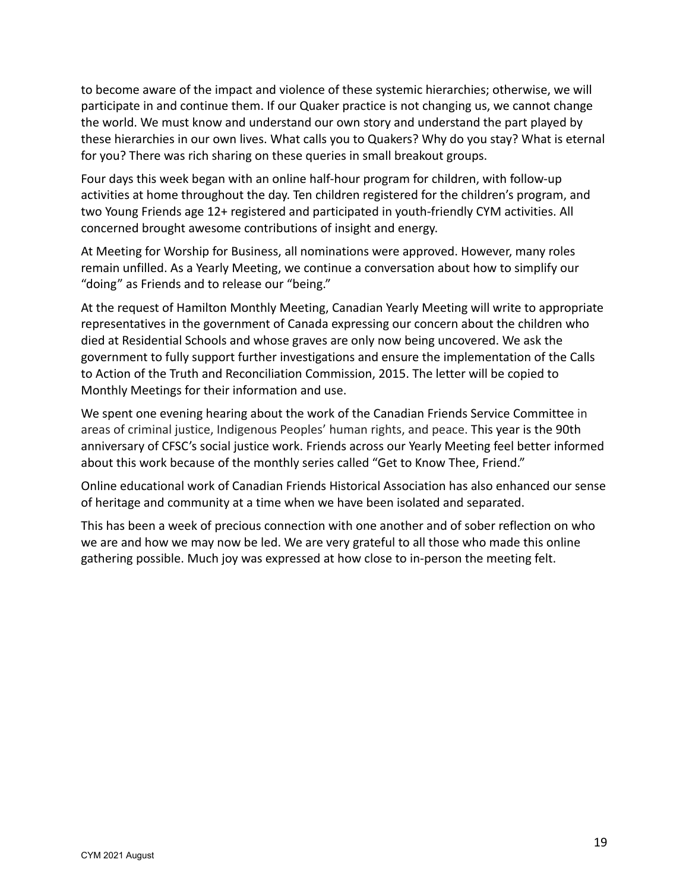to become aware of the impact and violence of these systemic hierarchies; otherwise, we will participate in and continue them. If our Quaker practice is not changing us, we cannot change the world. We must know and understand our own story and understand the part played by these hierarchies in our own lives. What calls you to Quakers? Why do you stay? What is eternal for you? There was rich sharing on these queries in small breakout groups.

Four days this week began with an online half-hour program for children, with follow-up activities at home throughout the day. Ten children registered for the children's program, and two Young Friends age 12+ registered and participated in youth-friendly CYM activities. All concerned brought awesome contributions of insight and energy.

At Meeting for Worship for Business, all nominations were approved. However, many roles remain unfilled. As a Yearly Meeting, we continue a conversation about how to simplify our "doing" as Friends and to release our "being."

At the request of Hamilton Monthly Meeting, Canadian Yearly Meeting will write to appropriate representatives in the government of Canada expressing our concern about the children who died at Residential Schools and whose graves are only now being uncovered. We ask the government to fully support further investigations and ensure the implementation of the Calls to Action of the Truth and Reconciliation Commission, 2015. The letter will be copied to Monthly Meetings for their information and use.

We spent one evening hearing about the work of the Canadian Friends Service Committee in areas of criminal justice, Indigenous Peoples' human rights, and peace. This year is the 90th anniversary of CFSC's social justice work. Friends across our Yearly Meeting feel better informed about this work because of the monthly series called "Get to Know Thee, Friend."

Online educational work of Canadian Friends Historical Association has also enhanced our sense of heritage and community at a time when we have been isolated and separated.

This has been a week of precious connection with one another and of sober reflection on who we are and how we may now be led. We are very grateful to all those who made this online gathering possible. Much joy was expressed at how close to in-person the meeting felt.